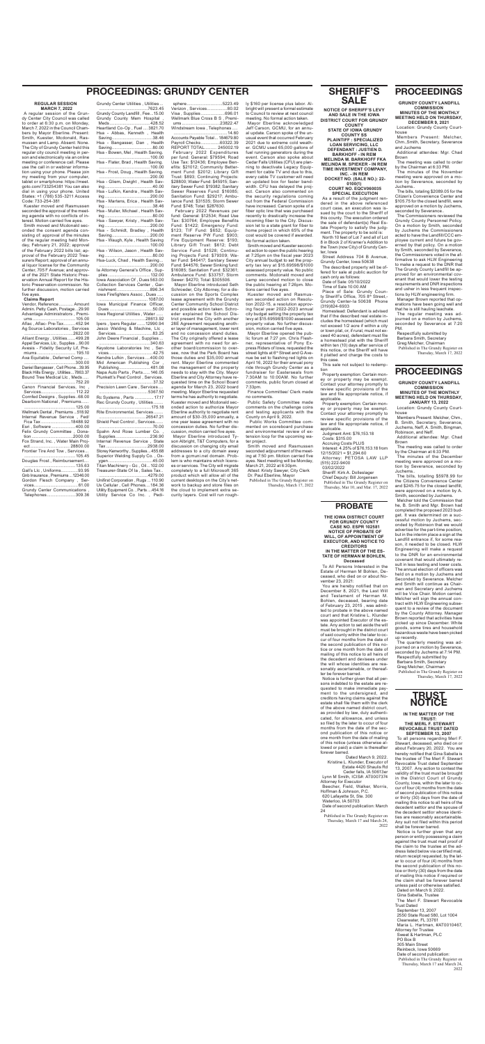# PROCEEDINGS: GRUNDY CENTER

## REGULAR SESSION
## MARCH 7, 2022

A regular session of the Grundy Center City Council was called to order at 6:30 p.m. on Monday, March 7, 2022 in the Council Chambers by Mayor Eberline. Present: Smith, Kuester, Mcdonald, Rasmussen and Lamp. Absent: None. The City of Grundy Center held this regular city council meeting in person and electronically via an online meeting or conference call. Please use the call in or webinar information using your phone. Please join my meeting from your computer, tablet or smartphone: https://meet.goto.com/733254381 You can also dial in using your phone. United States: +1 (786) 535-3211 Access Code: 733-254-381

Kuester moved and Rasmussen seconded the approval of the meeting agenda with no conflicts of interest. Motion carried five ayes.

Smith moved and Mcdonald seconded the consent agenda consisting of: approval of the minutes of the regular meeting held Monday, February 21, 2022; approval of the February 2022 bills list; approval of the February 2022 Treasurers Report; approval of an annual liquor license for the Community Center, 705 F Avenue; and approval of the 2021 State Historic Preservation Annual Report for the Historic Preservation commission. No further discussion, motion carried five ayes.

**Claims Report**

Vendor, Reference .............. Amount
Admin. Petty Cash, Postage...29.90
Advantage Administrators , Premiums ................................ 105.00
Aflac , Aflac- Pre-Tax ........... 452.94
Ag Source Laboratories , Services ....................................2622.00
Alliant Energy , Utilities........499.28
Appel Services, Llc , Supplies...90.00
Avesis - Fidelity Security Lif, Premiums...................................195.10
Axa Equitable , Deferred Comp - ..............................................300.00
Bartel Baggaser , Cell Phone...39.95
Black Hills Energy , Utilities...7863.37
Bound Tree Medical Llc , Meds.... ..............................................752.20
Canon Financial Services, Inc , Services.............................. 112.22
Cornfed Designs , Supplies..68.00
Dearborn National , Premiums...... ..............................................125.00
Wellmark Dental , Premiums...518.92
Internal Revenue Service , Fed/ Fica Tax .........................18488.92
Esri , Software ......................400.00
Felix Grundy Committee , Donation................................2000.00
Fox Strand, Inc. , Water Main Project...................................28600.00
Frontier Tire And Tow , Services... ..............................................105.45
Douglas Frost , Reimbursement... ..............................................135.63
Gall's Llc , Uniforms...............93.95
Gnb Insurance , Premiums ..12346.00
Gordon Flesch Company , Services.......................................61.00
Grundy Center Communications , Telephones...........................309.36
Grundy Center Utilities , Utilities... ............................................7623.45
Grundy County Landfill , Fee...15.00
Grundy County Mem Hospital , Meds....................................428.52
Heartland Co-Op , Fuel .....3821.70
Hsa - Abbas, Kenneth , Health Saving.................................38.46
Hsa - Bangasser, Dan , Health Saving.................................80.00
Hsa - Bowers, Mel , Health Saving. ..............................................100.00
Hsa - Fleter, Brad , Health Saving... ..............................................100.00
Hsa - Frost, Doug , Health Saving... ..............................................200.00
Hsa - Gliem, Dwight , Health Saving....................................40.00
Hsa - Lufkin, Kendra , Health Saving....................................200.00
Hsa - Martens, Erica , Health Saving....................................38.46
Hsa - Muller, Michael , Health Saving....................................80.00
Hsa - Sawyer, Kristy , Health Saving..................................200.00
Hsa - Schmidt, Bradley , Health Saving.................................200.00
Hsa - Waugh, Kyle , Health Saving ..............................................100.00
Hsa - Wilson, Jason , Health Saving.....................................80.00
Hsa-Luck, Chad , Health Saving...... ..............................................200.00
Ia Attorney General's Office , Supplies...................................132.00
Iowa Association Of , Dues 563.00
Collection Services Center , Garnishment ........................896.34
Iowa Firefighters Assoc , Dues ...... ..............................................108.00
Iowa Municipal Finance Officer, Dues ..................................50.00
Iowa Regional Utilities , Water....... ............................................28613.92
Ipers , Ipers Regular ........12990.94
Jesco Welding & Machine, Llc , Services..................................83.25
John Deere Financial , Supplies .... ..............................................340.63
Keystone Laboratories Inc , Services.....................................42.75
Kendra Lufkin , Services ......400.00
Mid American Publishing Cor , Publishing...........................481.08
Napa Auto Parts , Parts.......146.05
Plunkett's Pest Control , Services... ..............................................37.32
Precision Lawn Care , Services...... ............................................5367.50
Rc Systems , Parts................17.17
Rec Grundy County , Utilities........ ..............................................175.18
Rite Environmental, Services........ ............................................26547.21
Shield Pest Control , Services...... ..............................................70.00
Spahn And Rose Lumber Co. , Supplies...............................236.90
Internal Revenue Service , State Tax ..................................2938.00
Storey Kenworthy , Supplies...455.68
Superior Welding Supply Co. , Oxygen......................................45.00
Titan Machinery - Gc , Oil....102.00
Treasurer-State Of Ia , Sales Tax... ............................................4279.00
Unifirst Corporation , Rugs....110.90
Us Cellular , Cell Phones.....184.36
Utility Equipment Co. , Parts ...454.16
Utility Service Co Inc. , Pedi-sphere...............................5223.49
Verizon , Services..................80.02
Visa , Supplies ....................696.01
Wellmark Blue Cross B S , Premiums ...................................23822.47
Windstream Iowa , Telephones..... ..............................................14.60
Accounts Payable Total... 184679.80
Payroll Checks..................60322.39
REPORT TOTAL.......... 245002.19

February 2022 Expenditures per fund: General: $79594; Road Use Tax: $12436; Employee Benefits: $21012; Community Betterment Fund: $2012; Library Gift Trust: $893; Continuing Projects: $28800; Water Fund: $45915; Sanitary Sewer Fund: $19382; Sanitary Sewer Reserves Fund: $16085; Sanitation Fund: $29217; Ambulance Fund: $31535; Storm Sewer Fund: $748; Total: $287630.

February 2022 Revenues per fund: General: $12534; Road Use Tax: $30764; Employee Benefits Fund: $1422; Emergency Fund: $123; TIF Fund: $652; Equipment Reserve PW Fund: $903; Fire Equipment Reserve: $193; Library Gift Trust: $612; Debt Service Fund: $1528; Continuing Projects Fund: $79309; Water Fund: $46417; Sanitary Sewer Fund: $44576; Sewer Sinking fund: $16085; Sanitation Fund: $32361; Ambulance Fund: $33757; Storm Sewer: $4270; Total: $305506.

Mayor Eberline introduced Seth Schroeder, City Attorney, for a discussion on the Sports Complex lease agreement with the Grundy Center Community School District and possible action taken. Schroeder explained the School District prepared the City with another 28E Agreement requesting another layer of management, lower rent and no concession stand duties. The City originally offered a lease agreement with no need for another board/commission to oversee, now that the Park Board has those duties and $35,000 annual rent. Mayor Eberline commented the management of the property needs to stay with the City. Mayor Eberline and City Attorney have requested time on the School Board agenda for March 23, 2022 board meeting. Mayor Eberline requested terms he has authority to negotiate. Kuester moved and Mcdonald seconded action to authorize Mayor Eberline authority to negotiate rent amount of $30-35,000 annually, a one year lease agreement with no concession duties. No further discussion, motion carried five ayes.

Mayor Eberline introduced Tyson Albright, T&T Computers, for a discussion on changing city email addresses to a city domain away from a gcmuni.net domain. Problem is who maintains which licenses or services. The city will migrate completely to a full Microsoft 365 product which will allow all of the current desktops on the City's network to backup and store files on the cloud to implement extra security layers. Cost will run roughly $160 per license plus labor. Albright will present a formal estimate to Council to review at next council meeting. No formal action taken.

Mayor Eberline acknowledged Jeff Carson, GCMU, for an annual update. Carson spoke of the unusual event that occurred February 2021 due to extreme cold weather. GCMU used 65,000 gallons of fuel running generators during the event. Carson also spoke about Cedar Falls Utilities (CFU) are planning to deactivate Legacy Equipment for cable TV and due to this, every cable TV customer will need an updated box for faster bandwidth. CFU has delayed the project. Carson also commented on the security regulations coming out from the Federal Commission have increased. Carson spoke of a fiber optic line that was purchased recently to drastically increase the incoming fiber to the City. Discussion let to a state grant for fiber to home project in which 65% of the cost would be covered if awarded. No formal action taken.

Smith moved and Kuester seconded action to open the public hearing at 7:25pm on the fiscal year 2023 City annual budget to set the property tax levy at $15.69598/$1000 assessed property value. No public comments. Mcdonald moved and Lamp seconded motion to close the public hearing at 7:26pm. Motions carried five ayes.

Kuester moved and Rasmussen seconded action on Resolution 2022-15, a resolution approving fiscal year 2022-2023 annual city budget setting the property tax levy at $15.69598/$1000 assessed property value. No further discussion, motion carried five ayes.

Mayor Eberline opened the public forum at 7:27 pm. Chris Fleshner, representative of Pony Express Riders of Iowa, requested the street lights at 6th Street and G Avenue be set to flashing red lights on April 16, 2022 for their annual pony ride through Grundy Center as a fundraiser for Easterseals from 7:30AM to 10:00AM. No further comments, public forum closed at 7:33pm.

Finance Committee/ Clerk made no comments.

Public Safety Committee made comments on the challenge coins and testing applicants with the County on April 9, 2022.

Public Works Committee commented on scoreboard purchase and environmental review of extension loop for the upcoming water project.

Smith moved and Rasmussen seconded adjournment of the meeting at 7:50 pm. Motion carried five ayes. Next meeting will be Monday, March 21, 2022 at 6:30pm.

Attest: Kristy Sawyer, City Clerk
Dr. Paul Eberline, Mayor

Published in The Grundy Register on Thursday, March 17, 2022

# SHERIFF'S SALE

**NOTICE OF SHERIFF'S LEVY AND SALE IN THE IOWA DISTRICT COURT FOR GRUNDY COUNTY**
**STATE OF IOWA GRUNDY COUNTY SS**
**PLAINTIFF : SPECIALIZED LOAN SERVICING, LLC**
**DEFENDANT : JUSTIEN D. BARKHOFF - IN REM**
**MELINDA M. BARKHOFF FKA MELINDA M. SPIEKER - IN REM**
**TIME INVESTMENT COMPANY, INC. - IN REM**
**DOCKET NO. (SALE NO.): 22-0100(1)**
**COURT NO. EQCV060035**
**SPECIAL EXECUTION**

As a result of the judgment rendered in the above referenced court case, an execution was issued by the court to the Sheriff of this county. The execution ordered the sale of defendant(s) Real Estate Property to satisfy the judgment. The property to be sold is:

North 10 feet of Lot 7 and all of Lot 8 in Block 2 of Kramer's Addition to the Town (now City) of Grundy Center, Iowa

Street Address 704 B Avenue, Grundy Center, Iowa 50638

The described property will be offered for sale at public auction for cash only as follows:

Date of Sale 05/10/2022

Time of Sale 10:00 AM

Place of Sale: Grundy County Sheriff's Office, 705 8th Street, Grundy Center-Ia 50638 Phone (319)824-6933

Homestead: Defendant is advised that if the described real estate includes the homestead (which must not exceed 1/2 acre if within a city or town plat; or, if rural, must not exceed 40 acres), defendant must file a homestead plat with the Sheriff within ten (10) days after service of this notice, or the Sheriff will have it platted and charge the costs to this case.

This sale not subject to redemption

Property exemption: Certain money or property may be exempt. Contact your attorney promptly to review specific provisions of the law and file appropriate notice, if applicable.

Property exemption: Certain money or property may be exempt. Contact your attorney promptly to review specific provisions of the law and file appropriate notice, if applicable.

Judgment Amt: $76,153.18
Costs: $315.00
Accruing Costs PLUS
Interest: 4.25% of $76,153.18 from 12/15/2021 = $1,294.60

Attorney: PETOSA LAW LLP (515) 222-9400
03/02/2022
Sheriff: Kirk A. Dolleslager
Chief Deputy: Bill Jorgensen

Published in The Grundy Register on Thursday, Mar 10, and Mar. 17, 2022

# PROBATE

**THE IOWA DISTRICT COURT FOR GRUNDY COUNTY**
**CASE NO. ESPR 102581**
**NOTICE OF PROBATE OF WILL, OF APPOINTMENT OF EXECUTOR, AND NOTICE TO CREDITORS**
**IN THE MATTER OF THE ESTATE OF HERMAN M BOHLEN, Deceased**

To All Persons Interested in the Estate of Herman M Bohlen, Deceased, who died on or about November 23, 2021:

You are hereby notified that on December 8, 2021, the Last Will and Testament of Herman M. Bohlen, deceased, bearing date of February 23, 2015 , was admitted to probate in the above named court and that Kristine L. Kruden was appointed Executor of the estate. Any action to set aside the will must be brought in the district court of said county within the later to occur of four months from the date of the second publication of this notice or one month from the date of mailing of this notice to all heirs of the decedent and devisees under the will whose identities are reasonably ascertainable, or thereafter be forever barred.

Notice is further given that all persons indebted to the estate are requested to make immediate payment to the undersigned, and creditors having claims against the estate shall file them with the clerk of the above named district court, as provided by law, duly authenticated, for allowance, and unless so filed by the later to occur of four months from the date of the second publication of this notice or one month from the date of mailing of this notice (unless otherwise allowed or paid) a claim is thereafter forever barred.

Dated March 9, 2022.
Kristine L. Kruden; Executor of Estate 4420 Shaulis Rd Cedar falls, IA 50613er

Lynn M Smith, ICIS#: AT0007374
Attorney for Executor
Beecher, Field, Walker, Morris, Hoffman & Johnson, P.C.
620 Lafayette St, Ste. 300
Waterloo, IA 50703
Date of second publication: March 24

Published in The Grundy Register on Thursday, March 17 and March 24, 2022

# PROCEEDINGS

**GRUNDY COUNTY LANDFILL COMMISSION**
**MINUTES OF THE MONTHLY MEETING HELD ON THURSDAY, DECEMBER 9, 2021**

Location: Grundy County Courthouse

Members Present: Melcher, Chm., Smith, Secretary, Severance and Juchems

Additional attendee: Mgr. Chad Brown

The meeting was called to order by the Chairman at 6:33 PM.

The minutes of the November meeting were approved on a motion by Severance, seconded by Juchems.

The bills, totaling $2089.05 for the Citizen's Convenience Center and $105.75 for the closed landfill, were approved on a motion by Juchems, seconded by Severance.

The Commissioners reviewed the Grundy County Personnel Policy. On a motion by Smith, seconded by Juchems the Commissioners acted to have the Landfill/CCC employee current and future be governed by that policy. On a motion by Smith, seconded by Severance, the Commissioners voted in the affirmative to ask HLW Engineering to make a request to the DNR that The Grundy County Landfill be approved for an environmental covenant that would lower the testing requirements and DNR inspections and usher in less frequent inspections by HLW engineering firm.

Manager Brown reported that operations have been going well and that he is still hauling leachate.

The regular meeting was adjourned on a motion by Juchems, seconded by Severance at 7:20 PM.

Respectfully submitted by
Barbara Smith, Secretary
Greg Melcher, Chairman

Published in The Grundy Register on Thursday, March 17, 2022

# PROCEEDINGS

**GRUNDY COUNTY LANDFILL COMMISSION**
**MINUTES OF THE MONTHLY MEETING HELD ON THURSDAY, JANUARY 13, 2022**

Location: Grundy County Courthouse

Members Present: Melcher, Chm., B. Smith, Secretary, Severance, Juchems, Neff, A. Smith, Bingman, Robinson, and Neff.

Additional attendee: Mgr. Chad Brown

The meeting was called to order by the Chairman at 6:33 PM.

The minutes of the December meeting were approved on a motion by Severance, seconded by Juchems.

The bills, totaling $5978.99 for the Citizens Convenience Center and $245.75 for the closed landfill, were approved on a motion by A. Smith, seconded by Juchems.

Melcher told the Commission that he, B. Smith and Mgr. Brown had completed the proposed 2023 budget. It was determined on a successful motion by Juchems, seconded by Robinson that we would advertise for the part-time position, but in the interim place a sign at the Landfill entrance if, for some reason, it needed to be closed. HLW Engineering will make a request to the DNR for an environmental covenant that would ultimately result in less testing and lower costs. The annual election of officers was held on a motion by Juchems and Seconded by Severance. Melcher and Smith will continue as Chairman and Secretary and Juchems will be Vice Chair. Motion carried. Melcher will sign the annual contract with HLW Engineering subsequent to a review of the document by the County Attorney. Manager Brown reported that activities have picked up since December. Wind goods, some tires and household hazardous waste have been picked up recently.

The quarterly meeting was adjourned on a motion by Severance, seconded by Juchems at 7:14 PM.

Respectfully submitted by
Barbara Smith, Secretary
Greg Melcher, Chairman

Published in The Grundy Register on Thursday, March 17, 2022

# TRUST NOTICE

**IN THE MATTER OF THE TRUST: THE MERL F. STEWART REVOCABLE TRUST DATED SEPTEMBER 13, 2007**

To all persons regarding Merl F. Stewart, deceased, who died on or about February 20, 2022. You are hereby notified that Gina Sabelia is the trustee of The Merl F. Stewart Revocable Trust dated September 13, 2007. Any action to contest the validity of the trust must be brought in the District Court of Grundy County, Iowa, within the later to occur of four (4) months from the date of second publication of this notice or thirty (30) days from the date of mailing this notice to all heirs of the decedent settlor and the spouse of the decedent settlor whose identities are reasonably ascertainable. Any suit not filed within this period shall be forever barred.

Notice is further given that any person or entity possessing a claim against the trust must mail proof of the claim to the trustee at the address listed below via certified mail, return receipt requested, by the later to occur of four (4) months from the second publication of this notice or thirty (30) days from the date of mailing this notice if required or the claim shall be forever barred unless paid or otherwise satisfied.

Dated on March 9, 2022.
Gina Sabelia, Trustee
The Merl F. Stewart Revocable Trust Dated
September 13, 2007
2550 State Road 580, Lot 1004
Clearwater, FL 33761
Maria L. Hartman, #AT0010467, Attorney for Trustee
Sweet & Hartman, PLC
PO Box B
305 Main Street
Reinbeck, Iowa 50669
Date of second publication:

Published in The Grundy Register on Thursday, March 17 and March 24, 2022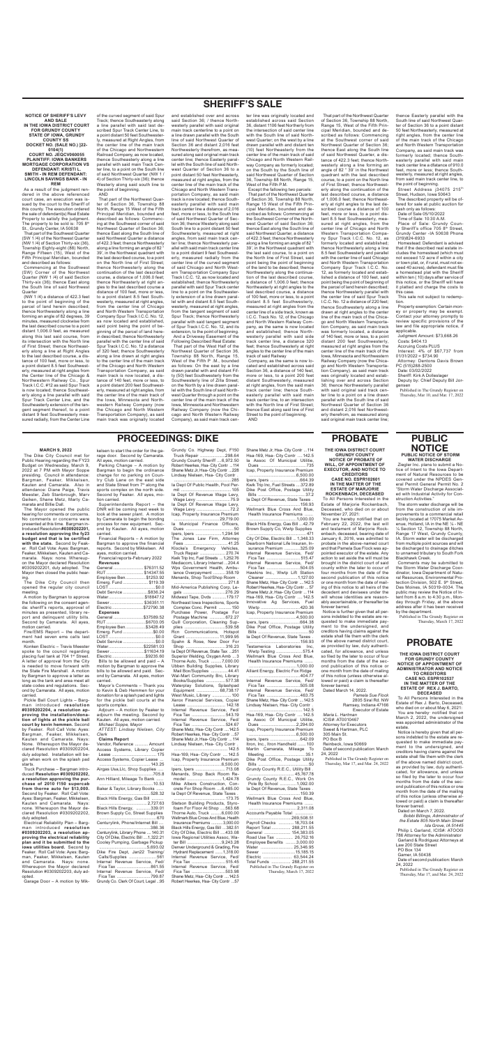# SHERIFF'S SALE

**NOTICE OF SHERIFF'S LEVY AND SALE**
**IN THE IOWA DISTRICT COURT FOR GRUNDY COUNTY**
**STATE OF IOWA, GRUNDY COUNTY SS**
**DOCKET NO. (SALE NO.) [22-0104(1)**
**COURT NO. JEQCV060055**
**PLAINTIFF: IOWA BANKERS MORTGAGE CORPORATION VS DEFENDANT: KRISTI L. SMITH - IN REM DEFENDANT: LINCOLN SAVINGS BANK - IN REM**

As a result of the judgment rendered in the above referenced court case, an execution was issued by the court to the Sheriff of this county. The execution ordered the sale of defendant(s) Real Estate Property to satisfy the judgment. The property to be sold is: 705 8th St., Grundy Center, IA 50638

That part of the Southwest Quarter (SW 1/4) of the Northwest Quarter (NW 1/4) of Section Thirty-six (36), Township Eighty-eight (88) North, Range Fifteen (15), West of the Fifth Principal Meridian, bounded and described as follows:

Commencing at the Southwest (SW) Corner of the Northwest Quarter (NW 1/4) of said Section Thirty-six (36); thence East along the South line of said Northwest Quarter

(NW 1/4) a distance of 422.3 feet to the point of beginning of the parcel of land herein described; thence Northwesterly along a line forming an angle of 82 degrees, 39 minutes, measured clockwise from the last described course to a point distant 1,006.0 feet, as measured along this last said course, from its intersection with the North line of First Street; thence Northeasterly along a line at Right Angles to the last described course, a distance of 100 feet, more or less, to a point distant 8.5 feet Southwesterly, measured at right angles from the Center line of the Chicago & Northwestern Railway Co., Spur Track I.C.C. #12 as said Spur Track is now located; thence Southeasterly along a line parallel with said Spur Track Center Line, and the Southeasterly extension of the tangent segment thereof, to a point distant 8 feet Southeasterly measured radially, from the Center Line of the curved segment of said Spur Track; thence Southeasterly along a line parallel with said last described Spur Track Center Line, to a point distant 50 feet Southwesterly, measured at Right angles, from the center line of the main track of the Chicago and Northwestern Railroad Company, as now located; thence Southeasterly along a line parallel with said main Track Center line, to a point on the South line of said Northwest Quarter (NW 1 / 4) of Section Thirty-six (36); thence Westerly along said South line to the point of beginning.

AND

That part of the Northwest Quarter of Section 36, Township 88 North, Range 15 West of the Fifth Principal Meridian, bounded and described as follows: Commencing at the Southwest corner of said Northwest Quarter of Section 36; thence East along the South line of said Northwest Quarter a distance of 422.3 feet; thence Northwesterly along a line forming an angle of 82 ° 39', in the Northwest quadrant with the last described course, to a point on the North line of First Street; thence Northwesterly along the continuation of the last described course, a distance of 1,006.0 feet; thence Northeasterly at right angles to the last described course a distance of 100 feet, more or less, to a point distant 8.5 feet Southwesterly, measured at right angles, from the center line of Chicago and North Western Transportation Company Spur Track I.C.C. No. 12, as now located and established, said point being the point of beginning of the parcel of land herein described; thence Northwesterly along a line forming an angle of 90 ° in the Northwest quadrant with the last described course, a distance of 100 feet, more or less, to a point distant 8.5 feet Southwesterly, measured at right angles from the center line of the Chicago and North Western Transportation Company Spur Track I.C.C. No. 12 and a distance of 320 feet, thence Southwesterly along a line drawn at right angles to the center line of the main track of the Chicago and North Western Transportation Company, as said main track is now located, a distance of 140 feet, more or less, to a point distant 50 feet Southwesterly, measured at right angles, from the center line of the main track of the Iowa, Minnesota and Northwestern Railway Company (now the Chicago and North Western Transportation Company), as said main track was originally located and established over and across said Section 36; / thence Northwesterly parallel with said original main track centerline to a point on a line drawn parallel with the South line of said Northwest Quarter of Section 36 and distant 2,016 feet Northwesterly therefrom, as measured along said original main track center line; thence Easterly parallel with the South line of said Northwest Quarter of Section 36 to a point distant 50 feet Northwesterly, measured at right angles, from the center line of the main track of the Chicago and North Western Transportation Company, as said main track is now located; thence Southeasterly parallel with said main track center line a distance of 2,016 feet, more or less, to the South line of said Northwest Quarter of Section 36; thence Westerly along said South line to a point distant 50 feet Southwesterly, measured at right angles, from said main track center line; thence Northwesterly parallel with said main track center line to a point distant 50 feet Southwesterly, measured radially from the center line of the curved segment of said Chicago and North Western Transportation Company Spur Track I.C.C. 12, as now located and established; thence Northwesterly parallel with said Spur Track center line to a point on the Southeasterly extension of a line drawn parallel with and distant 8.5 feet Southwesterly, measured at right angles, from the tangent segment of said Spur Track; thence Northwesterly parallel with said tangent segment of Spur Track I.C.C. No. 12, and its extension, to the point of beginning.

And a Driveway Easement of the Following Described Real Estate: That part of the West Half of the Northwest Quarter of Section 36, Township 88 North, Range 15, West of the Fifth P .M., bounded as follows: On the east by a line drawn parallel with and distant Fifty (50) feet Southwesterly from the Southwesterly line of 8th Street, on the North by a line drawn parallel with the South line of said Northwest Quarter through a point on the center line of the main track of the Iowa, Minnesota and Northwestern Railway Company (now the Chicago and North Western Railway Company), as said main track center line was originally located and established across said Section 36, distant 1106 feet Northerly from the intersection of said center line with the South line of said Northwest Quarter; on the west by a line drawn parallel with and distant ten (10) feet Northeasterly from the center line of the main track of said Chicago and North Western Railway Company as formerly located; on the South by the South line of said Northwest Quarter of Section 36, Township 88 North, Range 15, West of the Fifth P.M.

Except the following two parcels: That part of the Northwest Quarter of Section 36, Township 88 North, Range 15 West of the Fifth Principal Meridian, bounded and described as follows: Commencing at the Southwest Corner of the Northwest Quarter of said Section 36; thence East along the South line of said Northwest Quarter, a distance of 422.3 feet; thence Northwesterly along a line forming an angle of 82 ° 39', in the Northwest quadrant with the last said course, to a point on the North line of First Street, said point being the point of beginning of the land to be described; thence Northwesterly along the continuation of the last described course, a distance of 1,006.0 feet; thence Northeasterly at right angles to the last described course, a distance of 100 feet, more or less, to a point distant 8.5 feet Southwesterly, measured at right angles from the center line of a side track, known as I.C.C. Track No. 12, of the Chicago and North Western Railway Company, as the same is now located and established; thence Northeasterly parallel with said side track center line, a distance 320 feet; thence Southwesterly at right angles to the center line of the main track of said Railway

Company, as the same is now located and established across said Section 36, a distance of 140 feet, more or less, to a point 200 feet distant Southwesterly, measured at right angles, from the said main track center line; thence southwesterly parallel with said main track center line, to an intersection with the North line of First Street; thence East along said line of First Street to the point of beginning.

AND

That part of the Northwest Quarter of Section 36, Township 88 North, Range 15, West of the Fifth Principal Meridian, bounded and described as follows: Commencing at the Southwest corner of said Northwest Quarter of Section 36; thence East along the South line of said Northwest Quarter, a distance of 422.3 feet; thence Northwesterly along a line forming an angle of 82 ° 39' in the Northwest quadrant with the last described course, to a point on the North line of First Street; thence Northwesterly along the continuation of the last described course, a distance of 1,006.0 feet; thence Northeasterly at right angles to the last described course a distance of 100 feet, more or less, to a point distant 8.5 feet Southwesterly, measured at right angles, from the center line of Chicago and North Western Transportation Company Spur Track I.C.C. No. 12, as now located and established; thence Northwesterly along a line forming an angle of 90° in the Northwest quadrant with the last described course, a distance of 100 feet, more or less, to a point distant 8.5 feet Southwesterly, measured at right angles, from the center line of said Spur Track I.C.C. No. 12 and a distance of 320 feet, thence Southwesterly along a line drawn at right angles to the center line of the main track of the Iowa, Minnesota and Northwestern Railway Company (now the Chicago and North Western Transportation Company), as said main track was originally located and established over and across Section 36; thence Northwesterly parallel with said original said track center line to a point on a line drawn parallel with the South line of said Northwest Quarter of Section 36 and distant 2,016 feet Northwesterly therefrom, as measured along said original main track center line; thence Easterly parallel with the South line of said Northwest Quarter of Section 36 to a point distant 50 feet Northwesterly, measured at right angles, from the center line of the main track of the Chicago and North Western Transportation Company, as said main track was formerly located; thence Southwesterly parallel with said main track center line a distance of 910.0 feet, more or less; thence Southwesterly, measured at right angles, from said main track center line, to the point of beginning.

Street Address |34075 215th Street, Hudson, Iowa 50643

The described property will be offered for sale at public auction for cash only as follows:

Date of Sale 05/10/2022
Time of Sale: 10:30 A.M.

Place of Sale: Grundy County Sheriff's office 705 8th Street, Grundy Center - IA 50638 Phone (319)824-6933

Homestead: Defendant is advised that if the described real estate includes the homestead (which must not exceed 1/2 acre if within a city or town plat, or, if rural, must not exceed 40 acres), defendant must file a homestead plat with the Sheriff within ten (10) days after service of this notice, or the Sheriff will have it platted and charge the costs to this case.

This sale not subject to redemption.

Property exemption: Certain money or property may be exempt. Contact your attorney promptly to review specific provisions of the law and file appropriate notice, if applicable.

Judgment Amount: $73,668.26
Costs $404.13
Accruing Costs PLUS
Interest: 4% of $67,737 from 01/31/2022 = $734.90
Attorney: Dentons Davis Brown PC (515)288-2500
Date: 03/02/2022
Sheriff: Kirk A Dolleslager
Deputy by: Chief Deputy Bill Jorgensen

Published in The Grundy Register on Thursday, Mar 10, and Mar. 17, 2022

# PROCEEDINGS: DIKE

**MARCH 9, 2022**

The Dike City Council met for Public Hearing regarding the FY23 Budget on Wednesday, March 9, 2022 at 7 PM with Mayor Soppe presiding. Council in attendance: Bargman, Feaker, Mikkelsen, Kauten and Camarata. Also in attendance: Diane Paige, Travis Meester, Zeb Stenbroujh, Mary Geiken, Shane Metz, Marty Camarata and Billie Dall.

The Mayor opened the public hearing for comments or concerns. No comments or concerns were presented at this time. Bargman introduced Resolution **#0309202201, a resolution approving the fy23 budget and that is be certified with the state.** Second by Feaker. Roll Call Vote: Ayes: Bargman, Feaker, Mikkelsen, Kauten and Camarata. Nays: none. Whereupon the Mayor declared Resolution #0309202201, duly adopted. The Mayor then closed the public hearing.

The Dike City Council then opened the regular city council meeting.

A motion by Bargman to approve the following on the consent agenda: sheriff's reports, approval of minutes as presented, library report and delinquent utility bills. Second by Camarata. All ayes, motion carried.

Fire/EMS Report – the department had seven ems calls last month.

Konken Electric – Travis Meester spoke to the council regarding placing fuel tank at 704 1st Street. A letter of approval from the City is needed to move forward with the State Fire Marshall. A motion by Bargman to approve a letter as long as the tank and area meet all state codes and regulations. Second by Camarata. All ayes, motion carried.

Pickle Ball Court Lights – Bargman introduced **resolution #0309202204, a resolution approving the installation/donation of lights at the pickle ball court by kevin hemmen.** Second by Feaker. Roll Call Vote: Ayes: Bargman, Feaker, Mikkelsen, Kauten and Camarata. Nays: None. Whereupon the Mayor declared Resolution #0309202204, duly adopted. Installation will begin when work on the splash pad starts.

Truck Purchase – Bargman introduced **Resolution #0309202202, a resolution approving the purchase of 2010 f150 supercab from thorne auto for $13,000.** Second by Feaker. Roll Call Vote: Ayes: Bargman, Feaker, Mikkelsen, Kauten and Camarata. Nays: none. Whereupon the Mayor declared Resolution #0309202202, duly adopted.

Electrical Reliability Plan – Bargman introduced **resolution #0309202203, a resolution approving the electrical reliability plan and it be submitted to the iowa utilities board.** Second by Feaker. Roll Call Vote: Ayes: Bargman, Feaker, Mikkelsen, Kauten and Camarata. Nays: none. Whereupon the Mayor declared Resolution #0309202203, duly adopted.

Garage Door – A motion by Mikkelsen to start the order for the garage door. Second by Camarata. All ayes, motion carried.

Parking Change – A motion by Bargman to begin the ordinance change for no parking on Country Club Lane on the east side and State Street from 7th along the sports complex on the north side. Second by Feaker. All ayes, motion carried.

Superintendents Report – the DNR will be coming next week to look at the sewer plant. A motion by Camarata to begin the bonding process for new equipment. Second by Kauten. All ayes, motion carried.

Financial Reports – A motion by Bargman to approve the financial reports. Second by Mikkelsen. All ayes, motion carried.

Financial reports-February 2022

**Revenues**

| | |
|---|---|
| General | $76311.52 |
| RUT | $14347.55 |
| Employee Ben | $1253.92 |
| Emerg. Fund | $119.39 |
| LOST | $0.0 |
| Debt Service | $836.24 |
| Water | $18847.12 |
| Sewer | $36351.11 |
| Electric | $72790.38 |

**Expenses**

| | |
|---|---|
| General | $37589.52 |
| RUT | $6703.05 |
| Employee Ben | $3428.49 |
| Emerg. Fund | $0.00 |
| LOST | $0.0 |
| Debt Service | $0.00 |
| Water | $22581.03 |
| Sewer | $11634.19 |
| Electric | $92230.08 |

Bills to be allowed and paid – A motion by Bargman to approve the bills to be allowed and paid. Second by Camarata. All ayes, motion carried.

Mayor's Comments – Thank you to Kevin & Deb Hemmen for your donation for a splash pad and lights for the pickle ball courts at the sports complex.

Adjourn – A motion by Feaker to adjourn the meeting. Second by Kauten. All ayes, motion carried.

*Michael Soppe, Mayor*
*ATTEST: Lindsay Nielsen, City Clerk*

**Claims Report**

Vendor, Reference ........... Amount
Access Systems, Library Copier Lease ............................................175
Access Systems, Copier Lease ........................................................143.25
Airgas Usa,Llc, Shop Supplies ......................................................705.8
Ann Hilliard, Mileage To Bank ..........10.53
Baker & Taylor, Library Books ........528.32
Black Hills Energy, Gas Bill .............2,727.63
Black Hills Energy, ........................339.01
Brown Supply Co, Street Supplies ..........................................................670
Centurylink, Phone/Internet Bill ........386.36
Centurylink, Library Phone ....140.11
City Of Dike, Electric Bill ......1,322.21
Cooley Pumping, Garbage Pickup ...............................................5,693.02
Dike Fire Dept, Jan22 Training/ Calls/Supplies .................................561
Internal Revenue Service, Fed/ Fica Tax ....................................861.55
Internal Revenue Service, Fed/ Fica Tax ....................................799.87
Grundy Co. Clerk Of Court, Legal ...95
Grundy Co. Highway Dept, F150 Truck Repair ................................298.64
Grundy County Sheriff .....6,972.50
Robert Heshke, Hsa-City Contr ...114
Shane Metz Jr, Hsa-City Contr ....228
Lindsay Nielsen, Hsa-City Contr ..................................................285
Ia Dept Of Public Health, Pool Permit ................................................105
Ia Dept Of Revenue Wage Levy, Wage Levy .....................................75.9
Ia Dept Of Revenue Wage Levy, Wage Levy .....................................72.2
Icap, Property Insurance Premium ..........................................29,719.00
Ia Municipal Finance Officers, Dues ................................................50
Ipers, Ipers ..............................1,294.94
The Jones Law Firm, Attorney Fees ..............................................41.25
Klocke's Emergency Vehicles, Truck Repair ..................................270.74
Kwik Trip Inc, Fuel Sheets ......1,252.76
Mediacom, Library Internet .......204.4
Wps Government Health, Ambulance Overpayment ...................358.79
Menards, Shop Tool/Shop Room ..........................................................271.8
Mid-America Publishing Corp, Legals .........................................276.29
Midwest Tape, Dvds ................179.17
Northeast Iowa Inspections, Sports Complex Conc. Permit ...............150
Purchase Power, Postage For Postage Machine .......................672.27
Quill Corporation, Cleaning Supplies ........................................539.58
Rcn Communications, Hotspot Grant .........................................11,999.95
Spahn & Rose, New Door For Shop ......................................316.23
Ia Dept Of Revenue, Sales Tax ..251
Superior Welding, Oxygen Amb ....3
Thorne Auto, Truck .............7,000.00
Uleben Building Supplies, Library Mail Box/Supplies ..................44.41
Wal-Mart Community Brc, Library Books/Supplies .........................577.38
Waterplay Solutions, Splashpad Equipment ...............................68,738.57
West Music, Library .....................100
Xerox Financial Services, Copier Lease ..................................................142.18
Internal Revenue Service, Fed/ Fica Tax ..............................................543.19
Internal Revenue Service, Fed/ Fica Tax ..............................................524.67
Shane Metz Jr, Hsa-City Contr ....142.5
Robert Heshke, Hsa-City Contr ....57
Shane Metz Jr, Hsa-City Contr ....114
Lindsay Nielsen, Hsa-City Contr ...............................................................142.5
Hsa-169, Hsa- City Contr ...........142.5
Icap, Property Insurance Premium ............................................6,500.00
Ipers, Ipers ..............................713.08
Menards, Shop Back Room Remodel .........................................1,424.78
Mike Albers Construction, Concrete For Shop Room ......6,485.00
Ia Dept Of Revenue, State Taxes ...................................................173.75
Stetson Building Products, Styrofoam For Floor At Shop .....563.68
Thorne Auto, Truck ..............6,000.00
Wellmark Blue Cross And Blue, Health Insurance Premiums ........3,000.00
Black Hills Energy, Gas Bill ......382.51
City Of Dike, Electric Bill ..........433.08
Iowa Regional Utilities Assoc, Water Bill ..............................................9,243.28
Denver Undergound & Grading, Fire Hydrant Replacement .......1,318.00
Internal Revenue Service, Fed/ Fica Tax ..............................................515.45
Internal Revenue Service, Fed/ Fica Tax ..............................................503.98
Shane Metz, Hsa-City Contr ....142.5
Robert Heshke, Hsa-City Contr ....57
Shane Metz Jr, Hsa-City Contr ....114
Hsa-169, Hsa- City Contr ........142.5
Ia Assoc Of Municipal Utilitie, Dues ...............................................735
Icap, Property Insurance Premium ............................................6,500.00
Ipers, Ipers ..............................664.39
Kwik Trip Inc, Fuel Sheets ......372.89
Dike Post Office, Postage Utility Bills ..............................................37.2
Ia Dept Of Revenue, State Taxes ...................................................156.93
Wellmark Blue Cross And Blue, Health Insurance Premiums ......................................................1,000.00
Black Hills Energy, Gas Bill ....42.79
Brown Supply Co, Wwtp Supplies ..................................................................471
City Of Dike, Electric Bill ......1,348.33
Dearborn National Life Insuran, Insurance Premium .....................325.09
Internal Revenue Service, Fed/ Fica Tax ..............................................515.47
Internal Revenue Service, Fed/ Fica Tax ..............................................504.05
Hawkins Inc., Wwtp Lift Station Cleaner ...........................................1,127.00
Shane Metz, Hsa-City Contr ....142.5
Robert Heshke, Hsa-City Contr ...57
Shane Metz Jr, Hsa-City Contr ....114
Hsa-169, Hsa- City Contr ......142.5
Innovative Ag Services, Fuel Wwtp .............................................420.36
Icap, Property Insurance Premium ............................................4,500.00
Ipers, Ipers ..............................664.38
Dike Post Office, Postage Utility Bills ..............................................50
Ia Dept Of Revenue, State Taxes ...................................................156.93
Testamerica Laboratories Inc, Wwtp Testing ..............................575.4
Wellmark Blue Cross And Blue, Health Insurance Premiums ......................................................1,000.00
Alliant Energy, Electric Fox Ridge .................................................404.77
Internal Revenue Service, Fed/ Fica Tax ..............................................505.08
Internal Revenue Service, Fed/ Fica Tax ..............................................463.75
Shane Metz, Hsa-City Contr ....142.5
Lindsay Nielsen, Hsa- City Contr ..................................................142.5
Hsa-169, Hsa- City Contr ........142.5
Ia Assoc Of Municipal Utilitie, Dues ...............................................2,294.00
Icap, Property Insurance Premium ............................................6,500.00
Ipers, Ipers ..............................662.09
Itron, Inc., Itron Handheld ..........100
Martin Camarata, Mileage To Meeting ...........................................35.1
Dike Post Office, Postage Utility Bills ..............................................50
Grundy County R.E.C., Utility Bill ...............................................45,767.78
Grundy County R.E.C., Work On Pole By School ....................1,092.00
Ia Dept Of Revenue, State Taxes ...................................................150.39
Wellmark Blue Cross And Blue, Health Insurance Premiums ...............................................2,311.05
Accounts Payable Total ......................................................269,508.51
Payroll Checks ............18,703.04
Report Total ...............288,211.55
General ....................154,383.05
Road Use Tax ...............26,752.16
Employee Benefits ...........3,000.00
Water ..........................25,346.95
Sewer ..........................15,185.15
Electric .........................63,544.24
Total Funds ................288,211.55

Published in The Grundy Register on Thursday, March 17, 2022

# PROBATE

**THE IOWA DISTRICT COURT GRUNDY COUNTY**
**NOTICE OF PROBATE OF WILL, OF APPOINTMENT OF EXECUTOR, AND NOTICE TO CREDITORS**
**CASE NO. ESPR102601**
**IN THE MATTER OF THE ESTATE OF MARJORIE ROCKENBACH, DECEASED**

To All Persons Interested in the Estate of Marjorie Rockenbach, Deceased, who died on or about November 27, 2021.

You are hereby notified that on February 22, 2022, the last will and testament of Marjorie Rockenbach, deceased, bearing date of January 6, 2016, was admitted to probate in the above-named court and that Pamela Sue Flock was appointed executor of the estate. Any action to set aside the will must be brought in the district court of said county within the later to occur of four months from the date of the second publication of this notice or one month from the date of mailing of this notice to all heirs of the decedent and devisees under the will whose identities are reasonably ascertainable, or thereafter be forever barred.

Notice is further given that all persons indebted to the estate are requested to make immediate payment to the undersigned, and creditors having claims against the estate shall file them with the clerk of the above named district court, as provided by law, duly authenticated, for allowance, and unless so filed by the later to occur of four months from the date of the second publication of this notice or one month from the date of mailing of this notice (unless otherwise allowed or paid) a claim is thereafter forever barred.

Dated March 14, 2022.

*Pamela Sue Flock*
2805 Sral Rd. NW
Ramsey, Indiana 47166
Executor of Estate

*Marie L. Hartman*
ICIS#: AT0010487
Attorney for Executors
Swisher & Hartman, PLC
305 Main St.
PO Box B
Reinbeck, Iowa 50669
Date of second publication: March 24, 2022

Published in The Grundy Register on Thursday, Mar 17, and Mar. 24, 2022

# PUBLIC NOTICE

**PUBLIC NOTICE OF STORM WATER DISCHARGE**

Ziegler Inc. plans to submit a Notice of Intent to the Iowa Department of Natural Resources to be covered under the NPDES General Permit (General Permit No. 2 "Storm Water Discharge Associated with Industrial Activity for Construction Activities."

The storm water discharge will be from the construction of site improvements to a commercial retail facility located at 17075 Market Avenue, Holland, IA in the NE ¼ - NE ¼ Section 12, Township 88 North, Range 17 West, Grundy County, IA. Storm water will be discharged from multiple point sources and will be discharged to drainage ditches to unnamed tributary to South Fork Blackhawk Creek.

Comments may be submitted to the Storm Water Discharge Coordinator, Iowa Department of Natural Resources, Environmental Protection Division, 502 E. 9th Street, Des Moines, IA 50319-0034. The public may review the Notice of Intent from 8 a.m. to 4:30 p.m., Monday through Friday, at the above address after it has been received by the department.

Published in The Grundy Register on Thursday, March 17, 2022

# PROBATE

**THE IOWA DISTRICT COURT FOR GRUNDY COUNTY**
**NOTICE OF APPOINTMENT OF ADMINISTRATOR AND NOTICE TO CREDITORS**
**CASE NO. ESPR102537**
**IN THE MATTER OF THE ESTATE OF REX J. BARTO, DECEASED**

To All Persons Interested in the Estate of Rex J. Barto, Deceased, who died on or about May 6, 2021: You are hereby notified that on March 2, 2022, the undersigned was appointed administrator of the estate.

Notice is hereby given that all persons indebted to the estate are requested to make immediate payment to the undersigned, and creditors having claims against the estate shall file them with the clerk of the above named district court, as provided by law, duly authenticated, for allowance, and unless so filed by the later to occur of four months from the date of the second publication of this notice or one month from the date of mailing of this notice (unless otherwise allowed or paid) a claim is thereafter forever barred.

Dated on March 7, 2022.

*Bobbi Billings, Administrator of the Estate 805 North Main Street Ida Grove, IA 51445*

Philip L Garland, ICIS#: AT0001786 Attorney for the Administrator
Garland & Rodriguez Attorneys at Law 200 State Street
PO Box 134
Garner, IA 50438

Date of second publication: March 24, 2022

Published in The Grundy Register on Thursday, Mar 17, and Mar. 24, 2022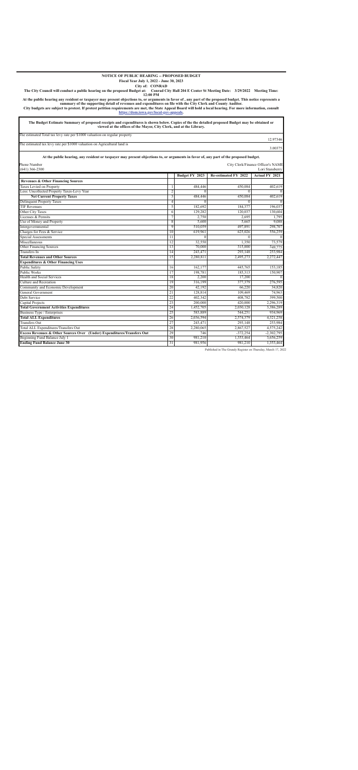**NOTICE OF PUBLIC HEARING -- PROPOSED BUDGET**

**Fiscal Year July 1, 2022 - June 30, 2023**

**City of: CONRAD**

**The City Council will conduct a public hearing on the proposed Budget at: Conrad City Hall 204 E Center St Meeting Date: 3/29/2022 Meeting Time: 12:00 PM**

**At the public hearing any resident or taxpayer may present objections to, or arguments in favor of , any part of the proposed budget. This notice represents a summary of the supporting detail of revenues and expenditures on file with the City Clerk and County Auditor. City budgets are subject to protest. If protest petition requirements are met, the State Appeal Board will hold a local hearing. For more information, consult https://dom.iowa.gov/local-gov-appeals.**

**The Budget Estimate Summary of proposed receipts and expenditures is shown below. Copies of the the detailed proposed Budget may be obtained or viewed at the offices of the Mayor, City Clerk, and at the Library.**

The estimated Total tax levy rate per $1000 valuation on regular property: 12.97346

The estimated tax levy rate per $1000 valuation on Agricultural land is: 3.00375

**At the public hearing, any resident or taxpayer may present objections to, or arguments in favor of, any part of the proposed budget.**

Phone Number (641) 366-2300

City Clerk/Finance Officer's NAME: Lori Stansberry

| | | Budget FY 2023 | Re-estimated FY 2022 | Actual FY 2021 |
|---|---|---|---|---|
| **Revenues & Other Financing Sources** | | | | |
| Taxes Levied on Property | 1 | 484,446 | 450,084 | 402,619 |
| Less: Uncollected Property Taxes-Levy Year | 2 | 0 | 0 | 0 |
| **Net Current Property Taxes** | 3 | 484,446 | 450,084 | 402,619 |
| Delinquent Property Taxes | 4 | 0 | 0 | 0 |
| TIF Revenues | 5 | 182,692 | 184,377 | 196,037 |
| Other City Taxes | 6 | 129,282 | 120,037 | 130,604 |
| Licenses & Permits | 7 | 2,750 | 2,695 | 1,795 |
| Use of Money and Property | 8 | 5,600 | 5,665 | 9,088 |
| Intergovernmental | 9 | 510,059 | 497,891 | 298,707 |
| Charges for Fees & Service | 10 | 619,961 | 625,026 | 556,259 |
| Special Assessments | 11 | 0 | 0 | 0 |
| Miscellaneous | 12 | 32,550 | 1,350 | 73,579 |
| Other Financing Sources | 13 | 70,000 | 315,000 | 349,775 |
| Transfers In | 14 | 243,471 | 293,148 | 253,984 |
| **Total Revenues and Other Sources** | 15 | 2,280,811 | 2,495,273 | 2,272,447 |
| **Expenditures & Other Financing Uses** | | | | |
| Public Safety | 16 | 162,177 | 445,765 | 153,185 |
| Public Works | 17 | 198,781 | 185,313 | 150,907 |
| Health and Social Services | 18 | 2,200 | 17,200 | 0 |
| Culture and Recreation | 19 | 316,199 | 377,379 | 276,595 |
| Community and Economic Development | 20 | 42,192 | 66,220 | 34,820 |
| General Government | 21 | 128,814 | 109,469 | 74,963 |
| Debt Service | 22 | 402,342 | 408,782 | 399,500 |
| Capital Projects | 23 | 200,000 | 420,000 | 2,296,319 |
| **Total Government Activities Expenditures** | 24 | 1,452,705 | 2,030,128 | 3,386,289 |
| Business Type / Enterprises | 25 | 583,889 | 544,251 | 934,969 |
| **Total ALL Expenditures** | 26 | 2,036,594 | 2,574,379 | 4,321,258 |
| Transfers Out | 27 | 243,471 | 293,148 | 253,984 |
| Total ALL Expenditures/Transfers Out | 28 | 2,280,065 | 2,867,527 | 4,575,242 |
| **Excess Revenues & Other Sources Over (Under) Expenditures/Transfers Out** | 29 | 746 | -372,254 | -2,302,795 |
| Beginning Fund Balance July 1 | 30 | 981,210 | 1,353,464 | 3,656,259 |
| **Ending Fund Balance June 30** | 31 | 981,956 | 981,210 | 1,353,464 |

Published in The Grundy Register on Thursday, March 17, 2022